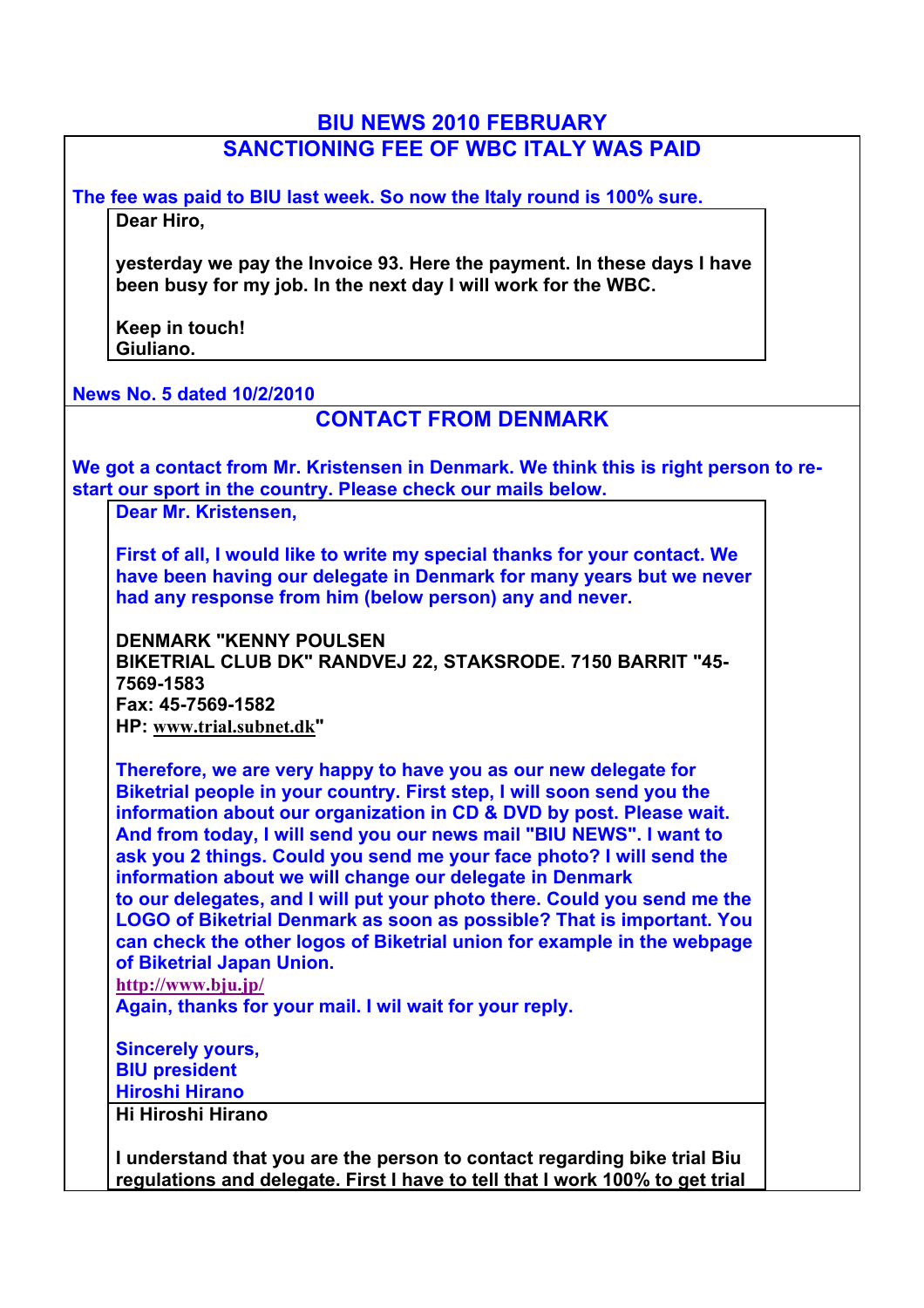# BIU NEWS 2010 FEBRUARY

## SANCTIONING FEE OF WBC ITALY WAS PAID

**The fee was paid to BIU last week. So now the Italy round is 100% sure.**

> **Dear Hiro,**
>
> **yesterday we pay the Invoice 93. Here the payment. In these days I have been busy for my job. In the next day I will work for the WBC.**
>
> **Keep in touch!**
> **Giuliano.**

**News No. 5 dated 10/2/2010**

## CONTACT FROM DENMARK

**We got a contact from Mr. Kristensen in Denmark. We think this is right person to re-start our sport in the country. Please check our mails below.**

> **Dear Mr. Kristensen,**
>
> **First of all, I would like to write my special thanks for your contact. We have been having our delegate in Denmark for many years but we never had any response from him (below person) any and never.**
>
> **DENMARK "KENNY POULSEN**
> **BIKETRIAL CLUB DK" RANDVEJ 22, STAKSRODE. 7150 BARRIT "45-7569-1583**
> **Fax: 45-7569-1582**
> **HP: www.trial.subnet.dk"**
>
> **Therefore, we are very happy to have you as our new delegate for Biketrial people in your country. First step, I will soon send you the information about our organization in CD & DVD by post. Please wait. And from today, I will send you our news mail "BIU NEWS". I want to ask you 2 things. Could you send me your face photo? I will send the information about we will change our delegate in Denmark to our delegates, and I will put your photo there. Could you send me the LOGO of Biketrial Denmark as soon as possible? That is important. You can check the other logos of Biketrial union for example in the webpage of Biketrial Japan Union.**
> **http://www.bju.jp/**
> **Again, thanks for your mail. I wil wait for your reply.**
>
> **Sincerely yours,**
> **BIU president**
> **Hiroshi Hirano**

> **Hi Hiroshi Hirano**
>
> **I understand that you are the person to contact regarding bike trial Biu regulations and delegate. First I have to tell that I work 100% to get trial**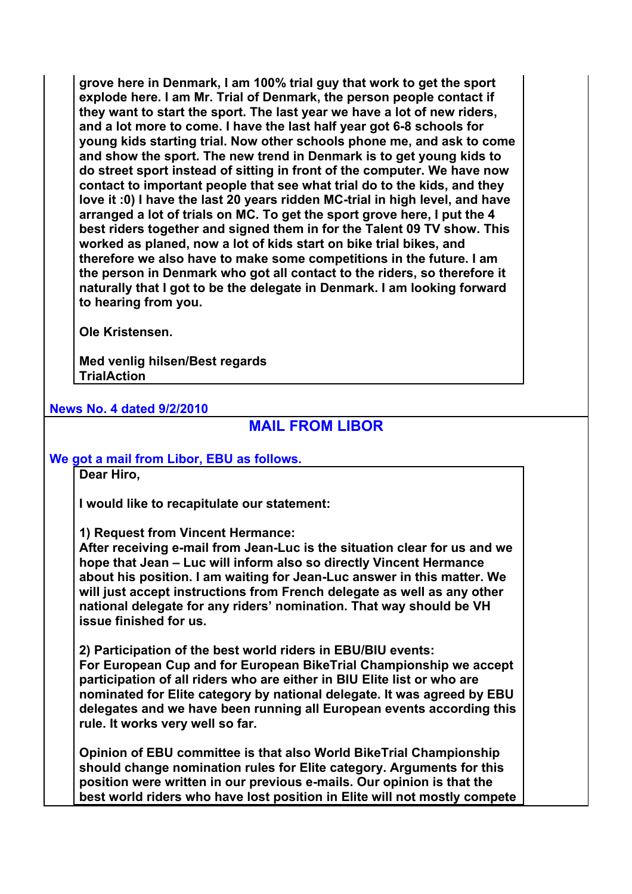**grove here in Denmark, I am 100% trial guy that work to get the sport explode here. I am Mr. Trial of Denmark, the person people contact if they want to start the sport. The last year we have a lot of new riders, and a lot more to come. I have the last half year got 6-8 schools for young kids starting trial. Now other schools phone me, and ask to come and show the sport. The new trend in Denmark is to get young kids to do street sport instead of sitting in front of the computer. We have now contact to important people that see what trial do to the kids, and they love it :0) I have the last 20 years ridden MC-trial in high level, and have arranged a lot of trials on MC. To get the sport grove here, I put the 4 best riders together and signed them in for the Talent 09 TV show. This worked as planed, now a lot of kids start on bike trial bikes, and therefore we also have to make some competitions in the future. I am the person in Denmark who got all contact to the riders, so therefore it naturally that I got to be the delegate in Denmark. I am looking forward to hearing from you.**

**Ole Kristensen.**

**Med venlig hilsen/Best regards**
**TrialAction**

**News No. 4 dated 9/2/2010**

## MAIL FROM LIBOR

**We got a mail from Libor, EBU as follows.**

**Dear Hiro,**

**I would like to recapitulate our statement:**

**1) Request from Vincent Hermance:**
**After receiving e-mail from Jean-Luc is the situation clear for us and we hope that Jean – Luc will inform also so directly Vincent Hermance about his position. I am waiting for Jean-Luc answer in this matter. We will just accept instructions from French delegate as well as any other national delegate for any riders' nomination. That way should be VH issue finished for us.**

**2) Participation of the best world riders in EBU/BIU events:**
**For European Cup and for European BikeTrial Championship we accept participation of all riders who are either in BIU Elite list or who are nominated for Elite category by national delegate. It was agreed by EBU delegates and we have been running all European events according this rule. It works very well so far.**

**Opinion of EBU committee is that also World BikeTrial Championship should change nomination rules for Elite category. Arguments for this position were written in our previous e-mails. Our opinion is that the best world riders who have lost position in Elite will not mostly compete**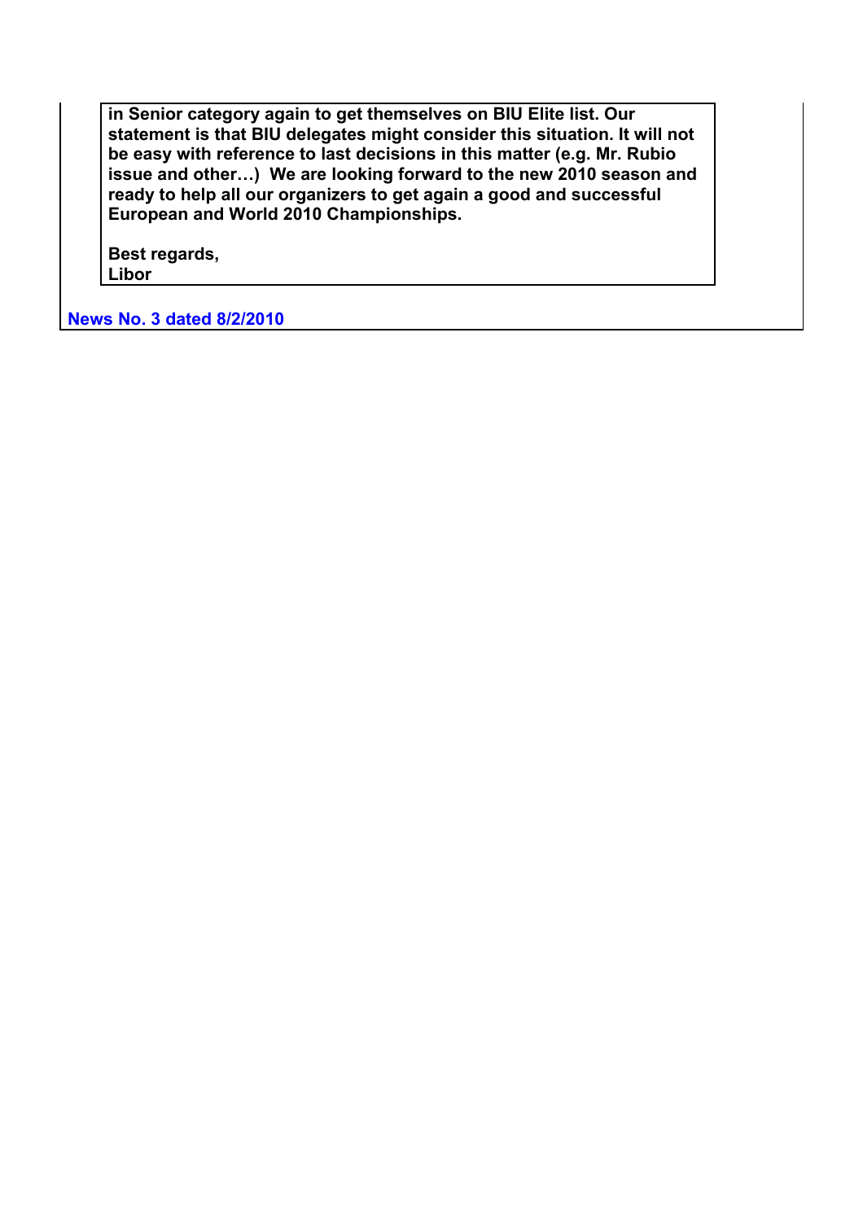**in Senior category again to get themselves on BIU Elite list. Our statement is that BIU delegates might consider this situation. It will not be easy with reference to last decisions in this matter (e.g. Mr. Rubio issue and other…) We are looking forward to the new 2010 season and ready to help all our organizers to get again a good and successful European and World 2010 Championships.**

**Best regards,**
**Libor**

**News No. 3 dated 8/2/2010**